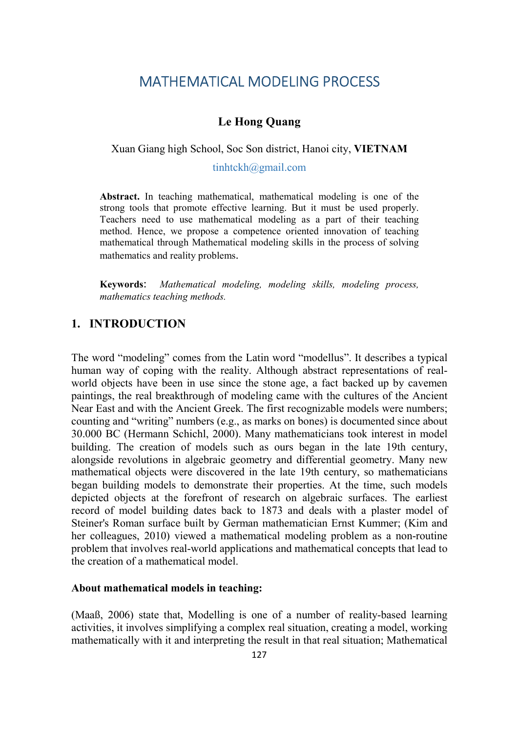# MATHEMATICAL MODELING PROCESS

**Le Hong Quang**

Xuan Giang high School, Soc Son district, Hanoi city, **VIETNAM**

tinhtckh@gmail.com

**Abstract.** In teaching mathematical, mathematical modeling is one of the strong tools that promote effective learning. But it must be used properly. Teachers need to use mathematical modeling as a part of their teaching method. Hence, we propose a competence oriented innovation of teaching mathematical through Mathematical modeling skills in the process of solving mathematics and reality problems.

**Keywords**: *Mathematical modeling, modeling skills, modeling process, mathematics teaching methods.*

## 1. INTRODUCTION

The word "modeling" comes from the Latin word "modellus". It describes a typical human way of coping with the reality. Although abstract representations of real-world objects have been in use since the stone age, a fact backed up by cavemen paintings, the real breakthrough of modeling came with the cultures of the Ancient Near East and with the Ancient Greek. The first recognizable models were numbers; counting and "writing" numbers (e.g., as marks on bones) is documented since about 30.000 BC (Hermann Schichl, 2000). Many mathematicians took interest in model building. The creation of models such as ours began in the late 19th century, alongside revolutions in algebraic geometry and differential geometry. Many new mathematical objects were discovered in the late 19th century, so mathematicians began building models to demonstrate their properties. At the time, such models depicted objects at the forefront of research on algebraic surfaces. The earliest record of model building dates back to 1873 and deals with a plaster model of Steiner's Roman surface built by German mathematician Ernst Kummer; (Kim and her colleagues, 2010) viewed a mathematical modeling problem as a non-routine problem that involves real-world applications and mathematical concepts that lead to the creation of a mathematical model.

**About mathematical models in teaching:**

(Maaß, 2006) state that, Modelling is one of a number of reality-based learning activities, it involves simplifying a complex real situation, creating a model, working mathematically with it and interpreting the result in that real situation; Mathematical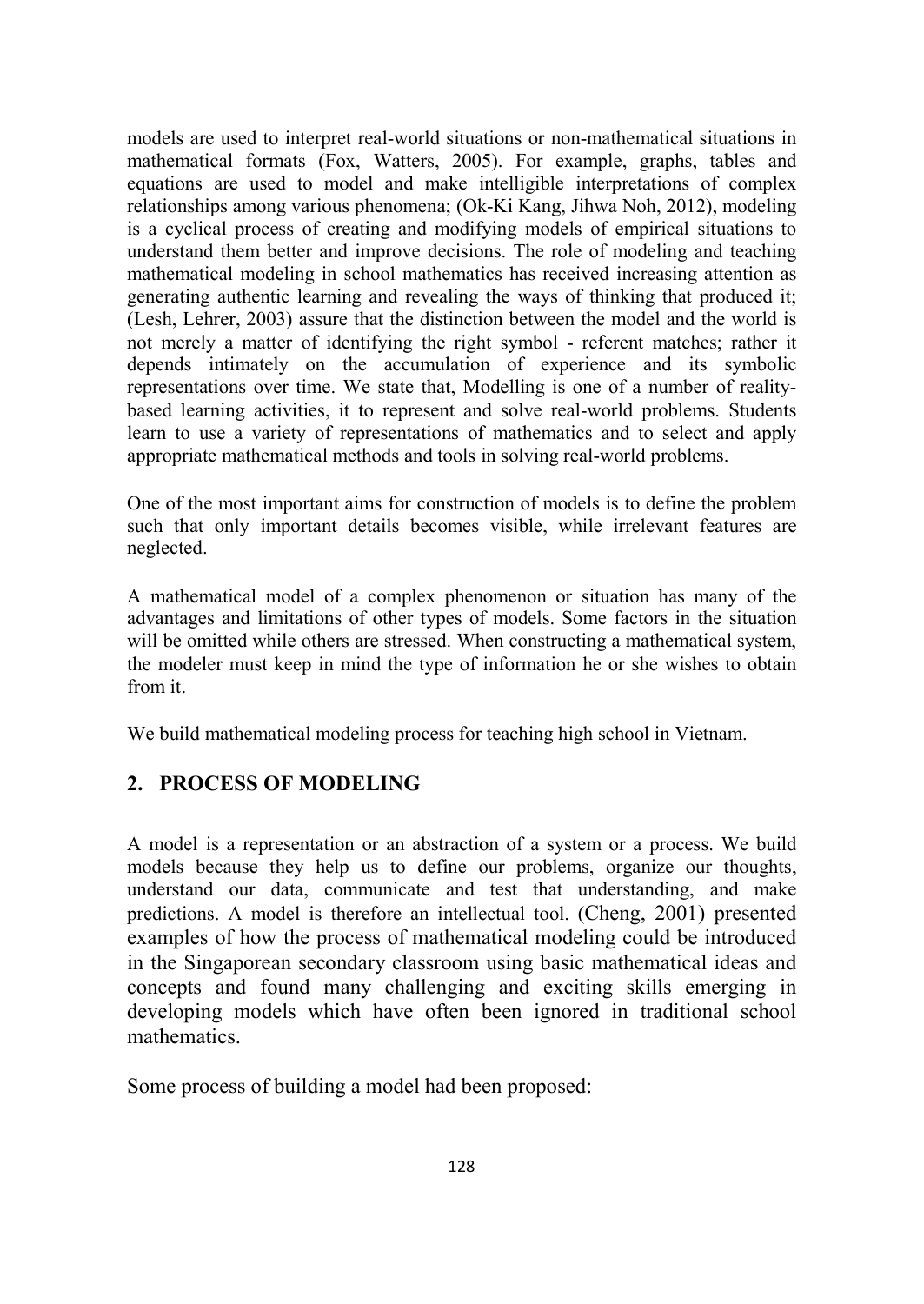models are used to interpret real-world situations or non-mathematical situations in mathematical formats (Fox, Watters, 2005). For example, graphs, tables and equations are used to model and make intelligible interpretations of complex relationships among various phenomena; (Ok-Ki Kang, Jihwa Noh, 2012), modeling is a cyclical process of creating and modifying models of empirical situations to understand them better and improve decisions. The role of modeling and teaching mathematical modeling in school mathematics has received increasing attention as generating authentic learning and revealing the ways of thinking that produced it; (Lesh, Lehrer, 2003) assure that the distinction between the model and the world is not merely a matter of identifying the right symbol - referent matches; rather it depends intimately on the accumulation of experience and its symbolic representations over time. We state that, Modelling is one of a number of reality-based learning activities, it to represent and solve real-world problems. Students learn to use a variety of representations of mathematics and to select and apply appropriate mathematical methods and tools in solving real-world problems.

One of the most important aims for construction of models is to define the problem such that only important details becomes visible, while irrelevant features are neglected.

A mathematical model of a complex phenomenon or situation has many of the advantages and limitations of other types of models. Some factors in the situation will be omitted while others are stressed. When constructing a mathematical system, the modeler must keep in mind the type of information he or she wishes to obtain from it.

We build mathematical modeling process for teaching high school in Vietnam.

## 2. PROCESS OF MODELING

A model is a representation or an abstraction of a system or a process. We build models because they help us to define our problems, organize our thoughts, understand our data, communicate and test that understanding, and make predictions. A model is therefore an intellectual tool. (Cheng, 2001) presented examples of how the process of mathematical modeling could be introduced in the Singaporean secondary classroom using basic mathematical ideas and concepts and found many challenging and exciting skills emerging in developing models which have often been ignored in traditional school mathematics.

Some process of building a model had been proposed: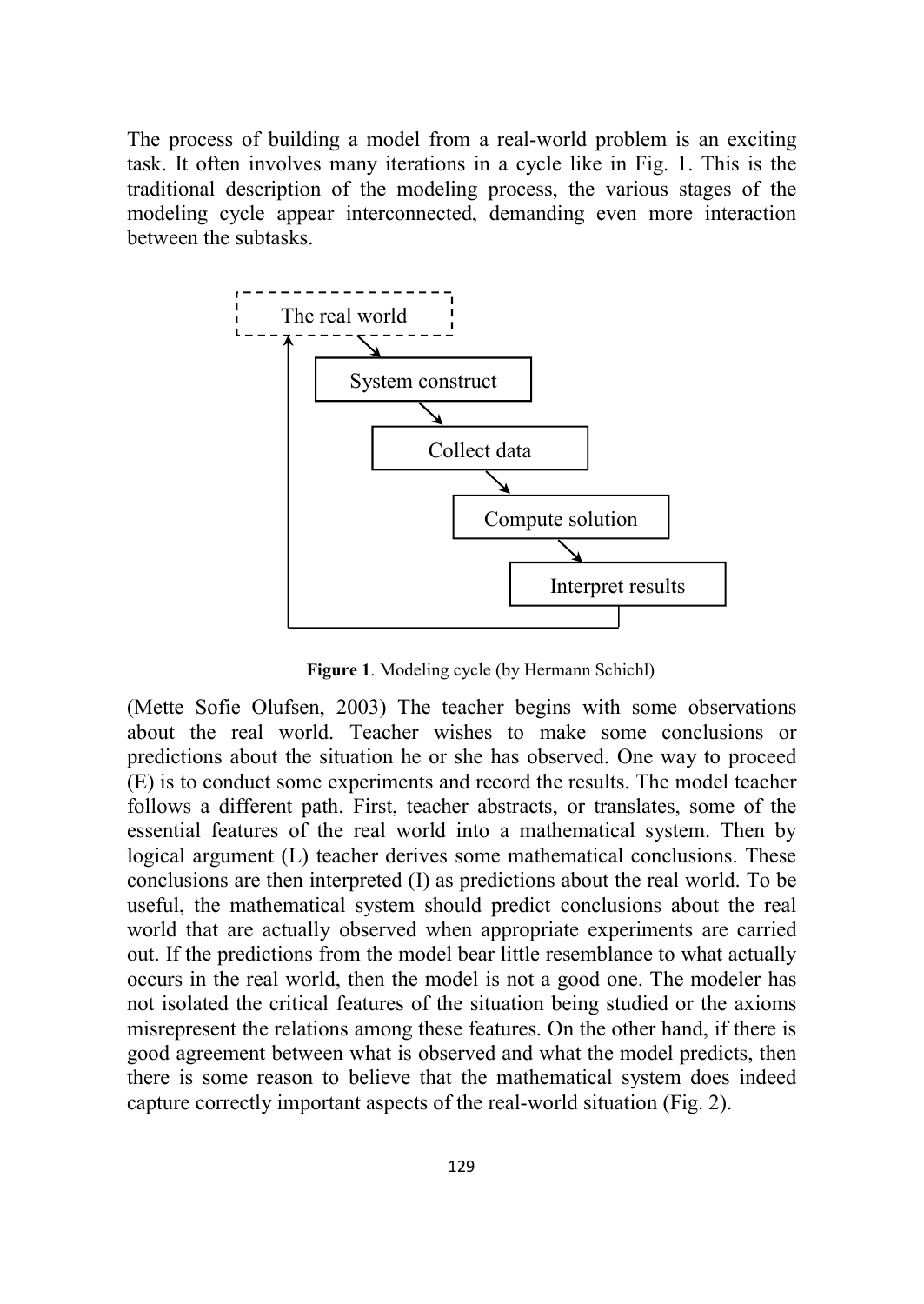The process of building a model from a real-world problem is an exciting task. It often involves many iterations in a cycle like in Fig. 1. This is the traditional description of the modeling process, the various stages of the modeling cycle appear interconnected, demanding even more interaction between the subtasks.

The real world

System construct

Collect data

Compute solution

Interpret results

**Figure 1**. Modeling cycle (by Hermann Schichl)

(Mette Sofie Olufsen, 2003) The teacher begins with some observations about the real world. Teacher wishes to make some conclusions or predictions about the situation he or she has observed. One way to proceed (E) is to conduct some experiments and record the results. The model teacher follows a different path. First, teacher abstracts, or translates, some of the essential features of the real world into a mathematical system. Then by logical argument (L) teacher derives some mathematical conclusions. These conclusions are then interpreted (I) as predictions about the real world. To be useful, the mathematical system should predict conclusions about the real world that are actually observed when appropriate experiments are carried out. If the predictions from the model bear little resemblance to what actually occurs in the real world, then the model is not a good one. The modeler has not isolated the critical features of the situation being studied or the axioms misrepresent the relations among these features. On the other hand, if there is good agreement between what is observed and what the model predicts, then there is some reason to believe that the mathematical system does indeed capture correctly important aspects of the real-world situation (Fig. 2).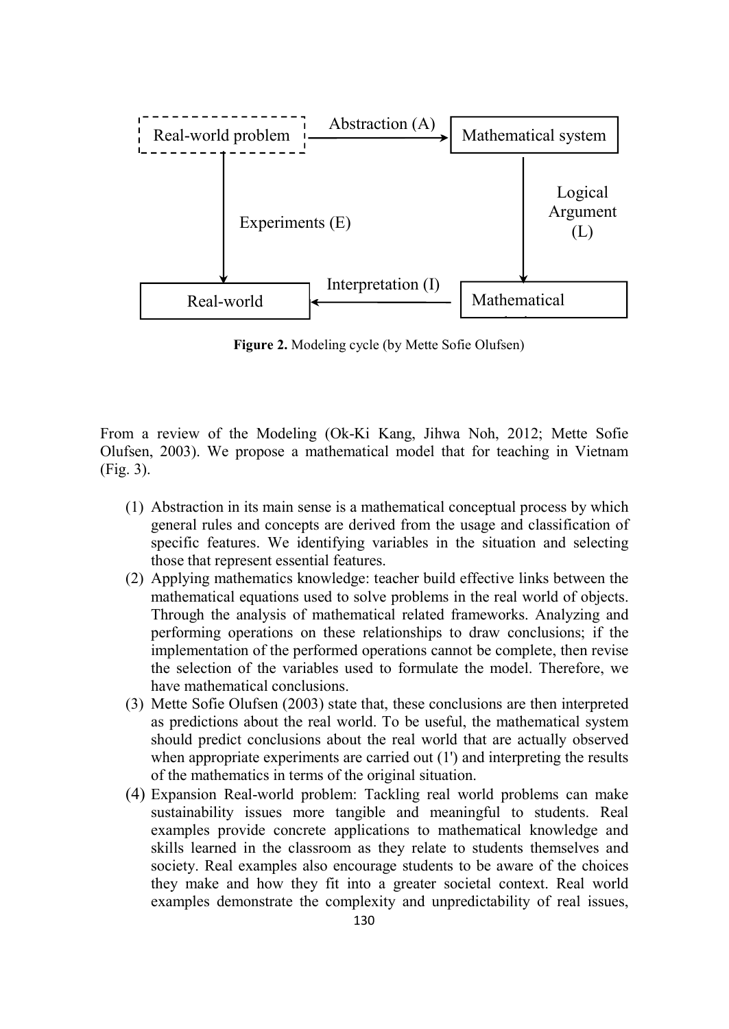Real-world problem → Abstraction (A) → Mathematical system

Mathematical system → Logical Argument (L) → Mathematical conclusions

Mathematical conclusions → Interpretation (I) → Real-world

Real-world problem → Experiments (E) → Real-world

**Figure 2.** Modeling cycle (by Mette Sofie Olufsen)

From a review of the Modeling (Ok-Ki Kang, Jihwa Noh, 2012; Mette Sofie Olufsen, 2003). We propose a mathematical model that for teaching in Vietnam (Fig. 3).

(1) Abstraction in its main sense is a mathematical conceptual process by which general rules and concepts are derived from the usage and classification of specific features. We identifying variables in the situation and selecting those that represent essential features.

(2) Applying mathematics knowledge: teacher build effective links between the mathematical equations used to solve problems in the real world of objects. Through the analysis of mathematical related frameworks. Analyzing and performing operations on these relationships to draw conclusions; if the implementation of the performed operations cannot be complete, then revise the selection of the variables used to formulate the model. Therefore, we have mathematical conclusions.

(3) Mette Sofie Olufsen (2003) state that, these conclusions are then interpreted as predictions about the real world. To be useful, the mathematical system should predict conclusions about the real world that are actually observed when appropriate experiments are carried out (1') and interpreting the results of the mathematics in terms of the original situation.

(4) Expansion Real-world problem: Tackling real world problems can make sustainability issues more tangible and meaningful to students. Real examples provide concrete applications to mathematical knowledge and skills learned in the classroom as they relate to students themselves and society. Real examples also encourage students to be aware of the choices they make and how they fit into a greater societal context. Real world examples demonstrate the complexity and unpredictability of real issues,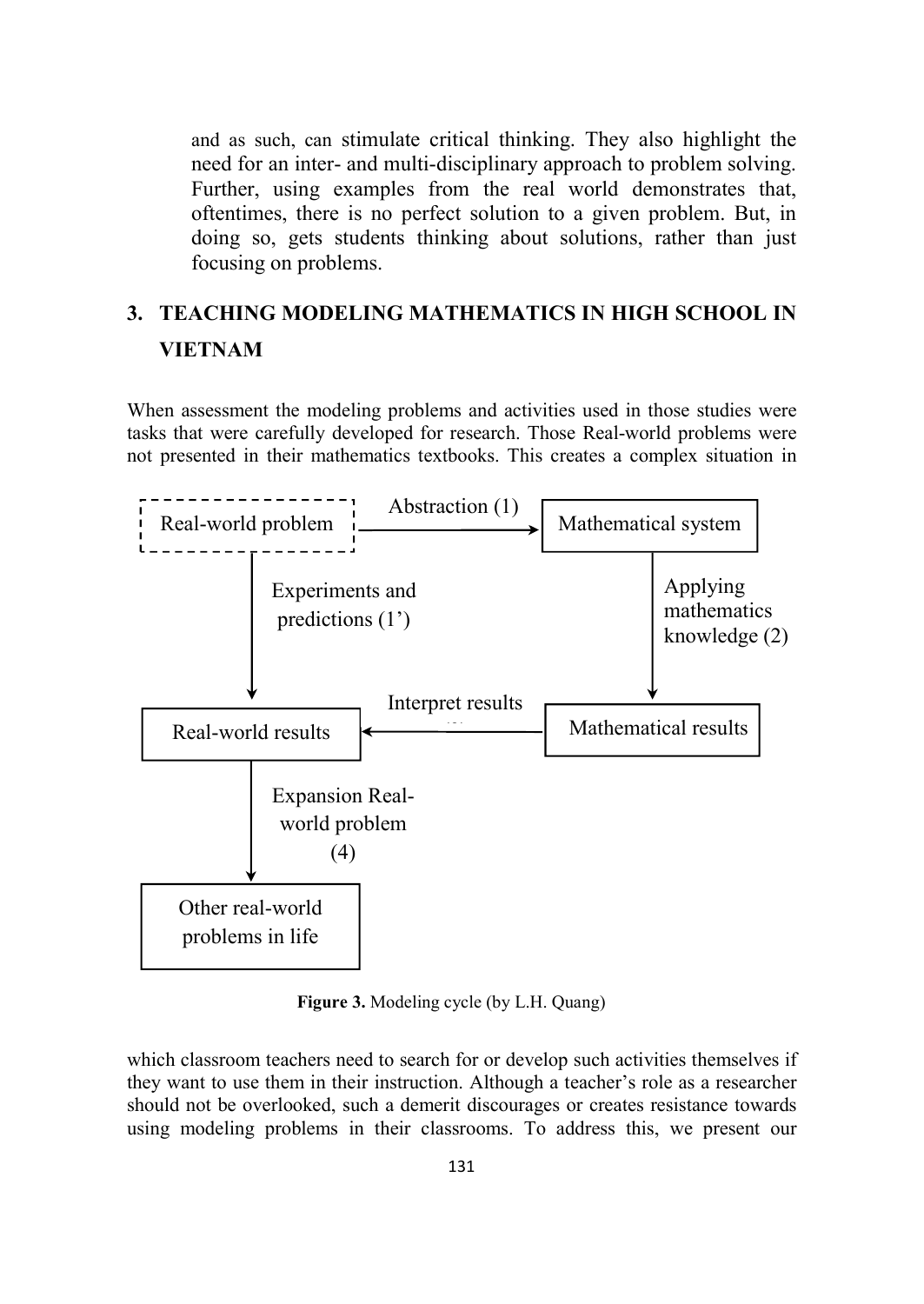and as such, can stimulate critical thinking. They also highlight the need for an inter- and multi-disciplinary approach to problem solving. Further, using examples from the real world demonstrates that, oftentimes, there is no perfect solution to a given problem. But, in doing so, gets students thinking about solutions, rather than just focusing on problems.

## 3. TEACHING MODELING MATHEMATICS IN HIGH SCHOOL IN VIETNAM

When assessment the modeling problems and activities used in those studies were tasks that were carefully developed for research. Those Real-world problems were not presented in their mathematics textbooks. This creates a complex situation in which classroom teachers need to search for or develop such activities themselves if they want to use them in their instruction. Although a teacher's role as a researcher should not be overlooked, such a demerit discourages or creates resistance towards using modeling problems in their classrooms. To address this, we present our

```
Real-world problem  --Abstraction (1)-->  Mathematical system
Real-world problem  --Experiments and predictions (1')-->  Real-world results
Mathematical system  --Applying mathematics knowledge (2)-->  Mathematical results
Mathematical results  --Interpret results-->  Real-world results
Real-world results  --Expansion Real-world problem (4)-->  Other real-world problems in life
```

**Figure 3.** Modeling cycle (by L.H. Quang)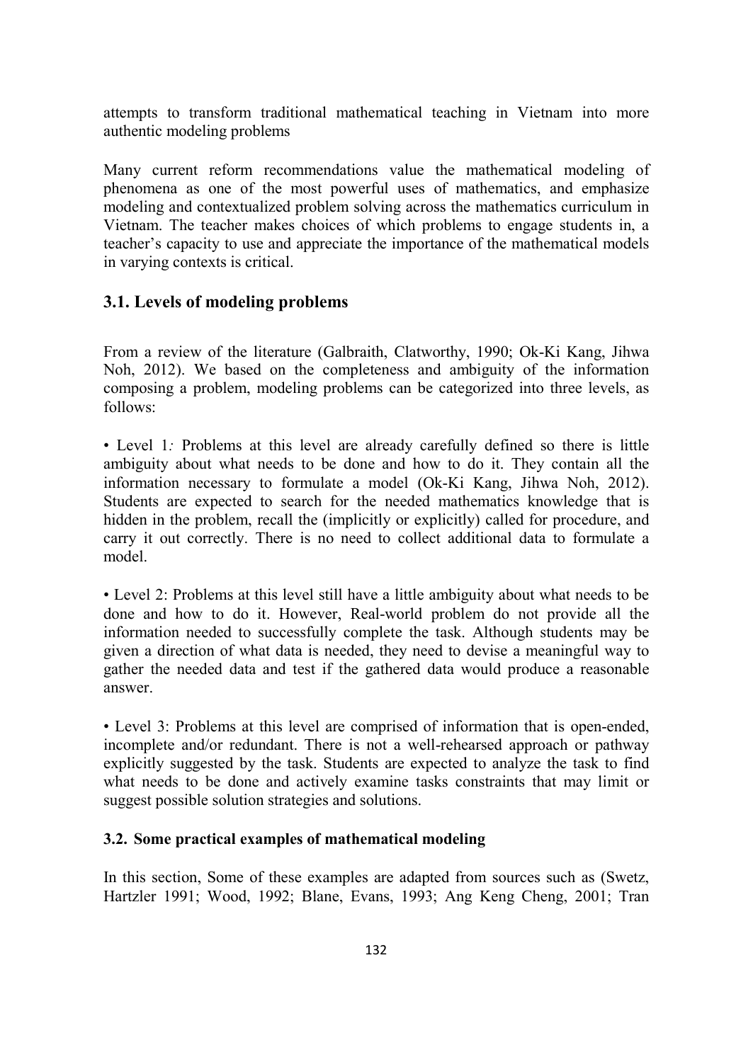attempts to transform traditional mathematical teaching in Vietnam into more authentic modeling problems

Many current reform recommendations value the mathematical modeling of phenomena as one of the most powerful uses of mathematics, and emphasize modeling and contextualized problem solving across the mathematics curriculum in Vietnam. The teacher makes choices of which problems to engage students in, a teacher's capacity to use and appreciate the importance of the mathematical models in varying contexts is critical.

## 3.1. Levels of modeling problems

From a review of the literature (Galbraith, Clatworthy, 1990; Ok-Ki Kang, Jihwa Noh, 2012). We based on the completeness and ambiguity of the information composing a problem, modeling problems can be categorized into three levels, as follows:

• Level 1*:* Problems at this level are already carefully defined so there is little ambiguity about what needs to be done and how to do it. They contain all the information necessary to formulate a model (Ok-Ki Kang, Jihwa Noh, 2012). Students are expected to search for the needed mathematics knowledge that is hidden in the problem, recall the (implicitly or explicitly) called for procedure, and carry it out correctly. There is no need to collect additional data to formulate a model.

• Level 2: Problems at this level still have a little ambiguity about what needs to be done and how to do it. However, Real-world problem do not provide all the information needed to successfully complete the task. Although students may be given a direction of what data is needed, they need to devise a meaningful way to gather the needed data and test if the gathered data would produce a reasonable answer.

• Level 3: Problems at this level are comprised of information that is open-ended, incomplete and/or redundant. There is not a well-rehearsed approach or pathway explicitly suggested by the task. Students are expected to analyze the task to find what needs to be done and actively examine tasks constraints that may limit or suggest possible solution strategies and solutions.

### 3.2. Some practical examples of mathematical modeling

In this section, Some of these examples are adapted from sources such as (Swetz, Hartzler 1991; Wood, 1992; Blane, Evans, 1993; Ang Keng Cheng, 2001; Tran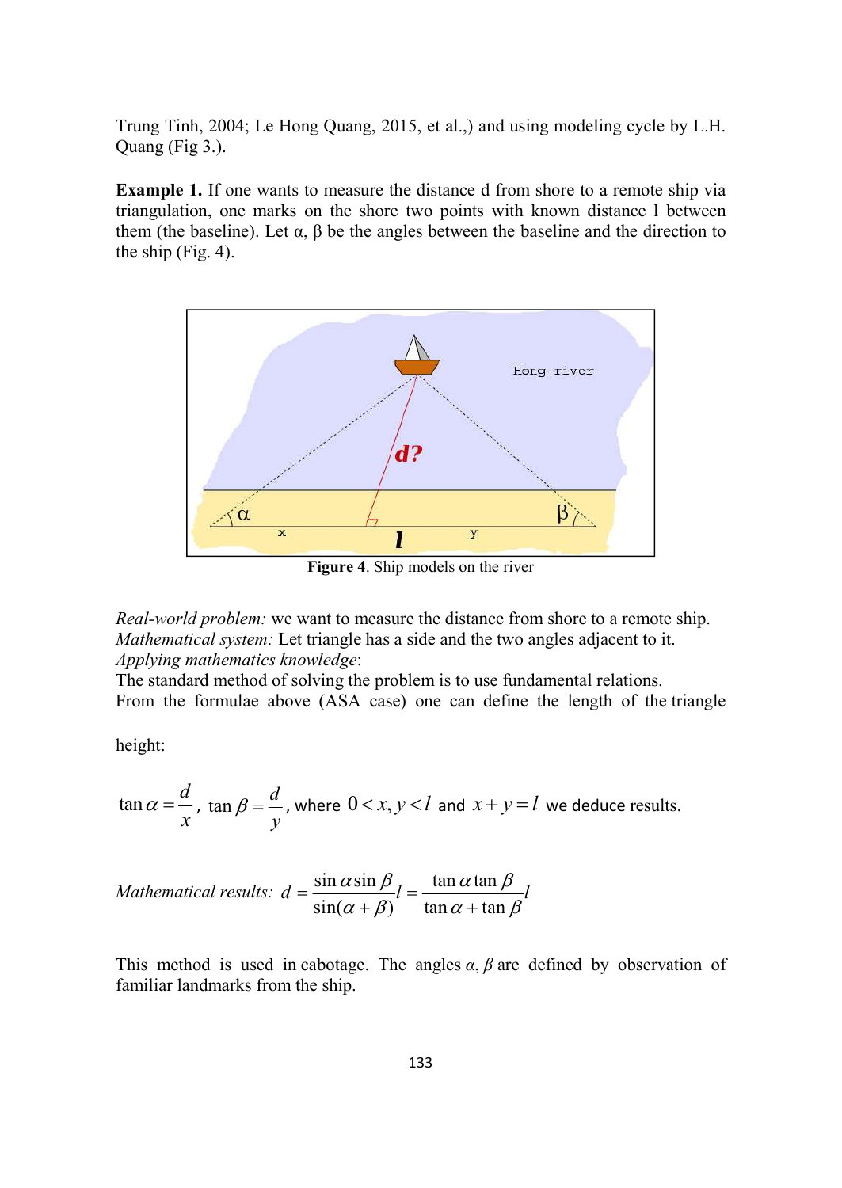Trung Tinh, 2004; Le Hong Quang, 2015, et al.,) and using modeling cycle by L.H. Quang (Fig 3.).

**Example 1.** If one wants to measure the distance d from shore to a remote ship via triangulation, one marks on the shore two points with known distance l between them (the baseline). Let α, β be the angles between the baseline and the direction to the ship (Fig. 4).

**Figure 4**. Ship models on the river

*Real-world problem:* we want to measure the distance from shore to a remote ship.
*Mathematical system:* Let triangle has a side and the two angles adjacent to it.
*Applying mathematics knowledge*:
The standard method of solving the problem is to use fundamental relations.
From the formulae above (ASA case) one can define the length of the triangle height:

$\tan\alpha = \dfrac{d}{x}$, $\tan\beta = \dfrac{d}{y}$, where $0 < x, y < l$ and $x + y = l$ we deduce results.

*Mathematical results:* $d = \dfrac{\sin\alpha\sin\beta}{\sin(\alpha+\beta)} l = \dfrac{\tan\alpha\tan\beta}{\tan\alpha + \tan\beta} l$

This method is used in cabotage. The angles $\alpha, \beta$ are defined by observation of familiar landmarks from the ship.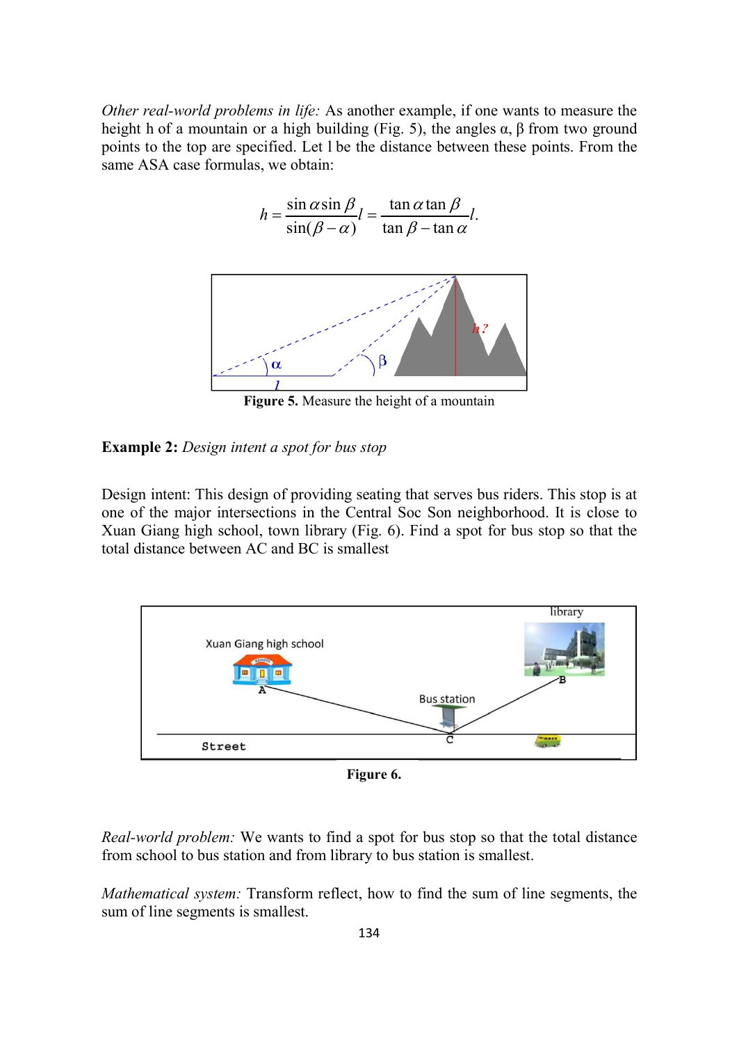*Other real-world problems in life:* As another example, if one wants to measure the height h of a mountain or a high building (Fig. 5), the angles α, β from two ground points to the top are specified. Let l be the distance between these points. From the same ASA case formulas, we obtain:

$$h = \frac{\sin\alpha \sin\beta}{\sin(\beta - \alpha)} l = \frac{\tan\alpha \tan\beta}{\tan\beta - \tan\alpha} l.$$

**Figure 5.** Measure the height of a mountain

**Example 2:** *Design intent a spot for bus stop*

Design intent: This design of providing seating that serves bus riders. This stop is at one of the major intersections in the Central Soc Son neighborhood. It is close to Xuan Giang high school, town library (Fig. 6). Find a spot for bus stop so that the total distance between AC and BC is smallest

**Figure 6.**

*Real-world problem:* We wants to find a spot for bus stop so that the total distance from school to bus station and from library to bus station is smallest.

*Mathematical system:* Transform reflect, how to find the sum of line segments, the sum of line segments is smallest.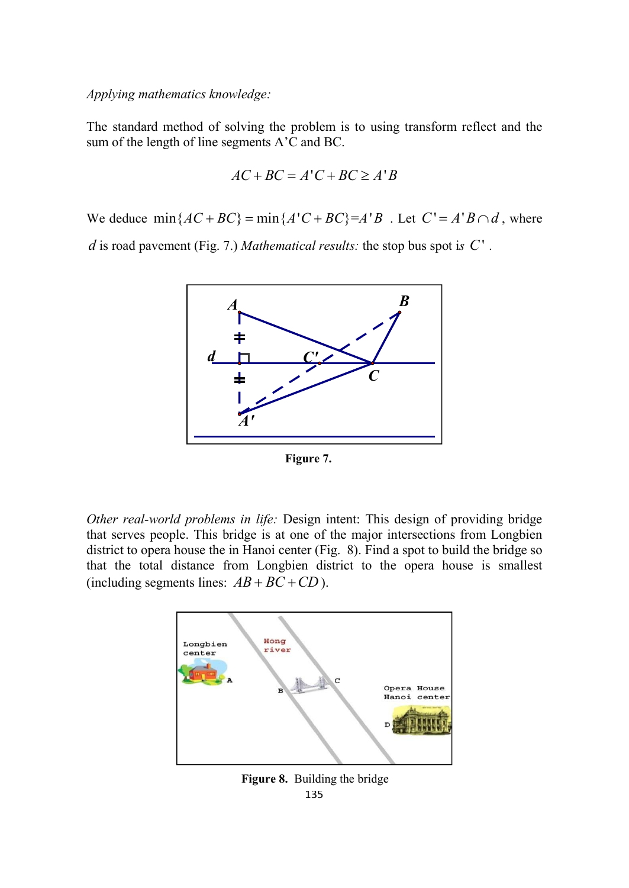*Applying mathematics knowledge:*

The standard method of solving the problem is to using transform reflect and the sum of the length of line segments A'C and BC.

$$AC + BC = A'C + BC \geq A'B$$

We deduce $\min\{AC + BC\} = \min\{A'C + BC\} = A'B$ . Let $C' = A'B \cap d$, where $d$ is road pavement (Fig. 7.) *Mathematical results:* the stop bus spot is $C'$ .

**Figure 7.**

*Other real-world problems in life:* Design intent: This design of providing bridge that serves people. This bridge is at one of the major intersections from Longbien district to opera house the in Hanoi center (Fig. 8). Find a spot to build the bridge so that the total distance from Longbien district to the opera house is smallest (including segments lines: $AB + BC + CD$ ).

**Figure 8.** Building the bridge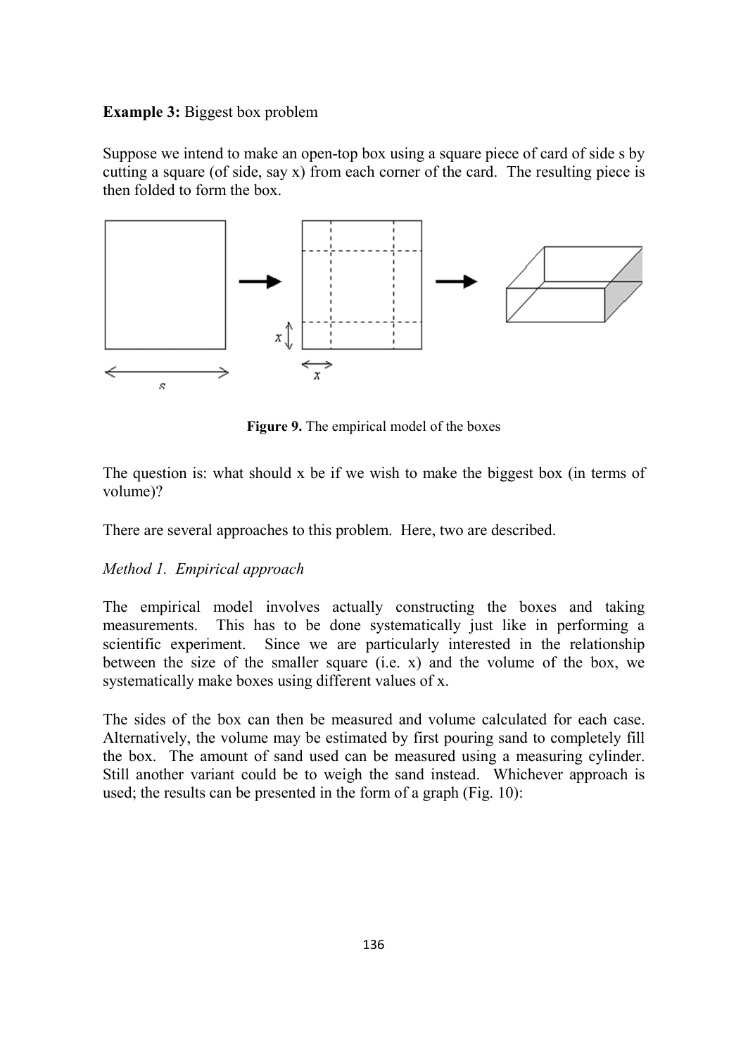**Example 3:** Biggest box problem

Suppose we intend to make an open-top box using a square piece of card of side s by cutting a square (of side, say x) from each corner of the card. The resulting piece is then folded to form the box.

**Figure 9.** The empirical model of the boxes

The question is: what should x be if we wish to make the biggest box (in terms of volume)?

There are several approaches to this problem. Here, two are described.

*Method 1. Empirical approach*

The empirical model involves actually constructing the boxes and taking measurements. This has to be done systematically just like in performing a scientific experiment. Since we are particularly interested in the relationship between the size of the smaller square (i.e. x) and the volume of the box, we systematically make boxes using different values of x.

The sides of the box can then be measured and volume calculated for each case. Alternatively, the volume may be estimated by first pouring sand to completely fill the box. The amount of sand used can be measured using a measuring cylinder. Still another variant could be to weigh the sand instead. Whichever approach is used; the results can be presented in the form of a graph (Fig. 10):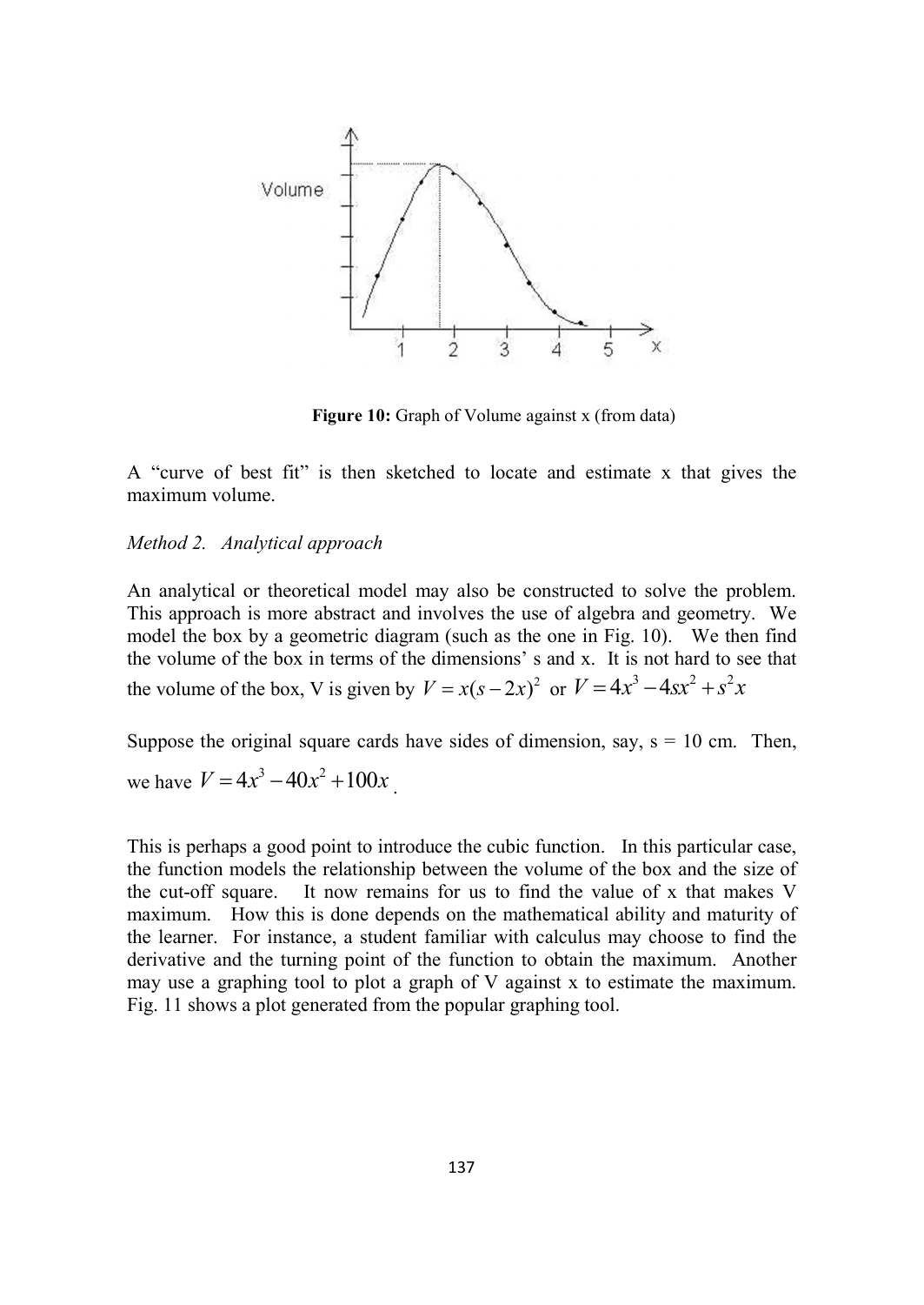**Figure 10:** Graph of Volume against x (from data)

A "curve of best fit" is then sketched to locate and estimate x that gives the maximum volume.

*Method 2. Analytical approach*

An analytical or theoretical model may also be constructed to solve the problem. This approach is more abstract and involves the use of algebra and geometry. We model the box by a geometric diagram (such as the one in Fig. 10). We then find the volume of the box in terms of the dimensions' s and x. It is not hard to see that the volume of the box, V is given by $V = x(s-2x)^2$ or $V = 4x^3 - 4sx^2 + s^2x$

Suppose the original square cards have sides of dimension, say, s = 10 cm. Then, we have $V = 4x^3 - 40x^2 + 100x$.

This is perhaps a good point to introduce the cubic function. In this particular case, the function models the relationship between the volume of the box and the size of the cut-off square. It now remains for us to find the value of x that makes V maximum. How this is done depends on the mathematical ability and maturity of the learner. For instance, a student familiar with calculus may choose to find the derivative and the turning point of the function to obtain the maximum. Another may use a graphing tool to plot a graph of V against x to estimate the maximum. Fig. 11 shows a plot generated from the popular graphing tool.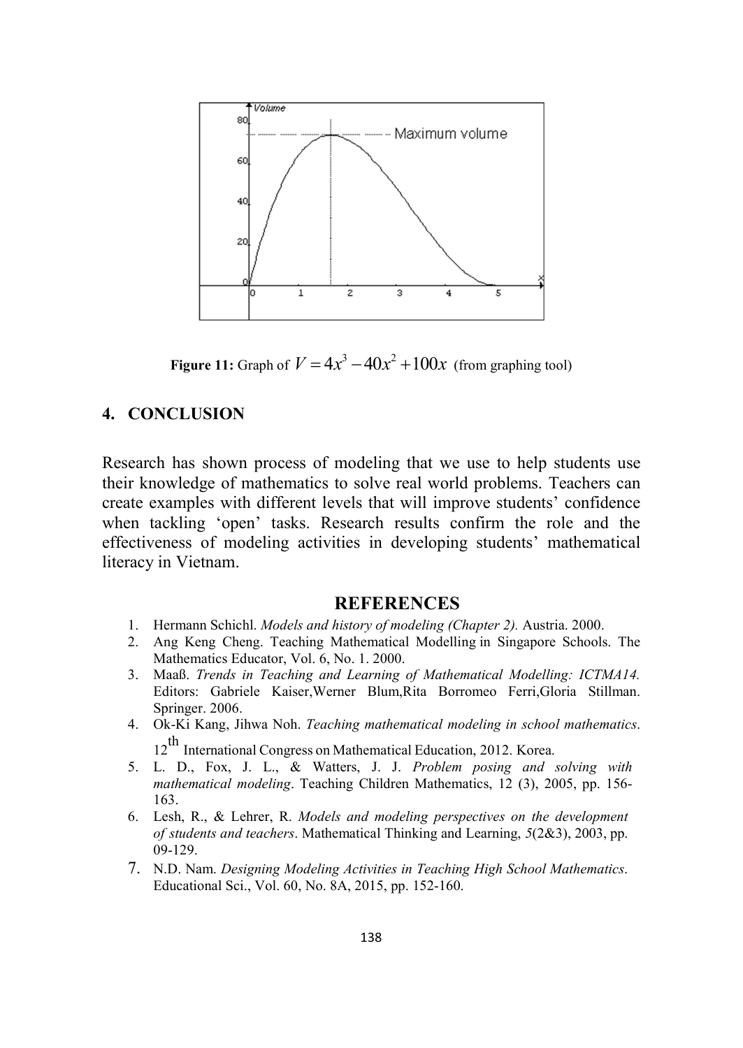Volume

80

60

40

20

0

0 1 2 3 4 5

x

Maximum volume

**Figure 11:** Graph of $V = 4x^3 - 40x^2 + 100x$ (from graphing tool)

## 4. CONCLUSION

Research has shown process of modeling that we use to help students use their knowledge of mathematics to solve real world problems. Teachers can create examples with different levels that will improve students' confidence when tackling 'open' tasks. Research results confirm the role and the effectiveness of modeling activities in developing students' mathematical literacy in Vietnam.

## REFERENCES

1. Hermann Schichl. *Models and history of modeling (Chapter 2).* Austria. 2000.
2. Ang Keng Cheng. Teaching Mathematical Modelling in Singapore Schools. The Mathematics Educator, Vol. 6, No. 1. 2000.
3. Maaß. *Trends in Teaching and Learning of Mathematical Modelling: ICTMA14.* Editors: Gabriele Kaiser,Werner Blum,Rita Borromeo Ferri,Gloria Stillman. Springer. 2006.
4. Ok-Ki Kang, Jihwa Noh. *Teaching mathematical modeling in school mathematics*. 12th International Congress on Mathematical Education, 2012. Korea.
5. L. D., Fox, J. L., & Watters, J. J. *Problem posing and solving with mathematical modeling*. Teaching Children Mathematics, 12 (3), 2005, pp. 156-163.
6. Lesh, R., & Lehrer, R. *Models and modeling perspectives on the development of students and teachers*. Mathematical Thinking and Learning, *5*(2&3), 2003, pp. 09-129.
7. N.D. Nam. *Designing Modeling Activities in Teaching High School Mathematics*. Educational Sci., Vol. 60, No. 8A, 2015, pp. 152-160.